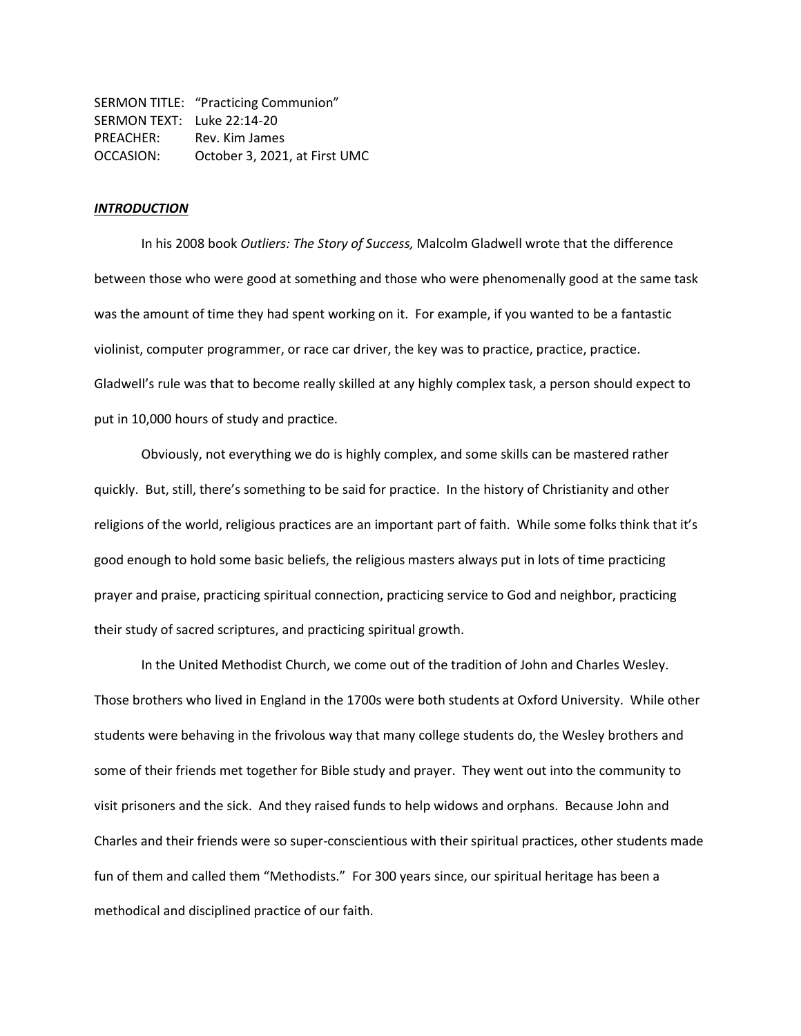SERMON TITLE: "Practicing Communion"
SERMON TEXT: Luke 22:14-20
PREACHER: Rev. Kim James
OCCASION: October 3, 2021, at First UMC

***INTRODUCTION***

In his 2008 book *Outliers: The Story of Success,* Malcolm Gladwell wrote that the difference between those who were good at something and those who were phenomenally good at the same task was the amount of time they had spent working on it. For example, if you wanted to be a fantastic violinist, computer programmer, or race car driver, the key was to practice, practice, practice. Gladwell's rule was that to become really skilled at any highly complex task, a person should expect to put in 10,000 hours of study and practice.

Obviously, not everything we do is highly complex, and some skills can be mastered rather quickly. But, still, there's something to be said for practice. In the history of Christianity and other religions of the world, religious practices are an important part of faith. While some folks think that it's good enough to hold some basic beliefs, the religious masters always put in lots of time practicing prayer and praise, practicing spiritual connection, practicing service to God and neighbor, practicing their study of sacred scriptures, and practicing spiritual growth.

In the United Methodist Church, we come out of the tradition of John and Charles Wesley. Those brothers who lived in England in the 1700s were both students at Oxford University. While other students were behaving in the frivolous way that many college students do, the Wesley brothers and some of their friends met together for Bible study and prayer. They went out into the community to visit prisoners and the sick. And they raised funds to help widows and orphans. Because John and Charles and their friends were so super-conscientious with their spiritual practices, other students made fun of them and called them "Methodists." For 300 years since, our spiritual heritage has been a methodical and disciplined practice of our faith.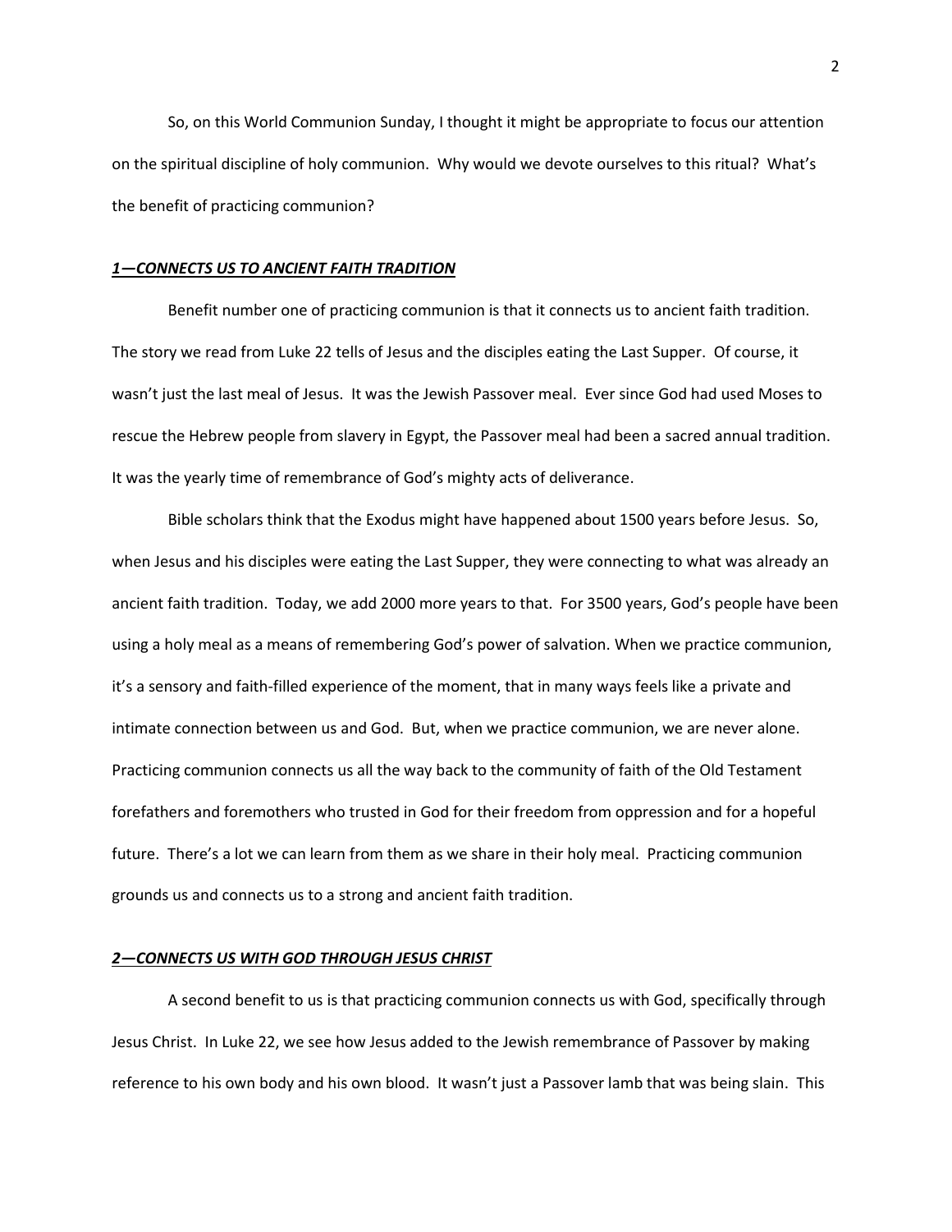So, on this World Communion Sunday, I thought it might be appropriate to focus our attention on the spiritual discipline of holy communion. Why would we devote ourselves to this ritual? What's the benefit of practicing communion?

### ***1—CONNECTS US TO ANCIENT FAITH TRADITION***

Benefit number one of practicing communion is that it connects us to ancient faith tradition. The story we read from Luke 22 tells of Jesus and the disciples eating the Last Supper. Of course, it wasn't just the last meal of Jesus. It was the Jewish Passover meal. Ever since God had used Moses to rescue the Hebrew people from slavery in Egypt, the Passover meal had been a sacred annual tradition. It was the yearly time of remembrance of God's mighty acts of deliverance.

Bible scholars think that the Exodus might have happened about 1500 years before Jesus. So, when Jesus and his disciples were eating the Last Supper, they were connecting to what was already an ancient faith tradition. Today, we add 2000 more years to that. For 3500 years, God's people have been using a holy meal as a means of remembering God's power of salvation. When we practice communion, it's a sensory and faith-filled experience of the moment, that in many ways feels like a private and intimate connection between us and God. But, when we practice communion, we are never alone. Practicing communion connects us all the way back to the community of faith of the Old Testament forefathers and foremothers who trusted in God for their freedom from oppression and for a hopeful future. There's a lot we can learn from them as we share in their holy meal. Practicing communion grounds us and connects us to a strong and ancient faith tradition.

### ***2—CONNECTS US WITH GOD THROUGH JESUS CHRIST***

A second benefit to us is that practicing communion connects us with God, specifically through Jesus Christ. In Luke 22, we see how Jesus added to the Jewish remembrance of Passover by making reference to his own body and his own blood. It wasn't just a Passover lamb that was being slain. This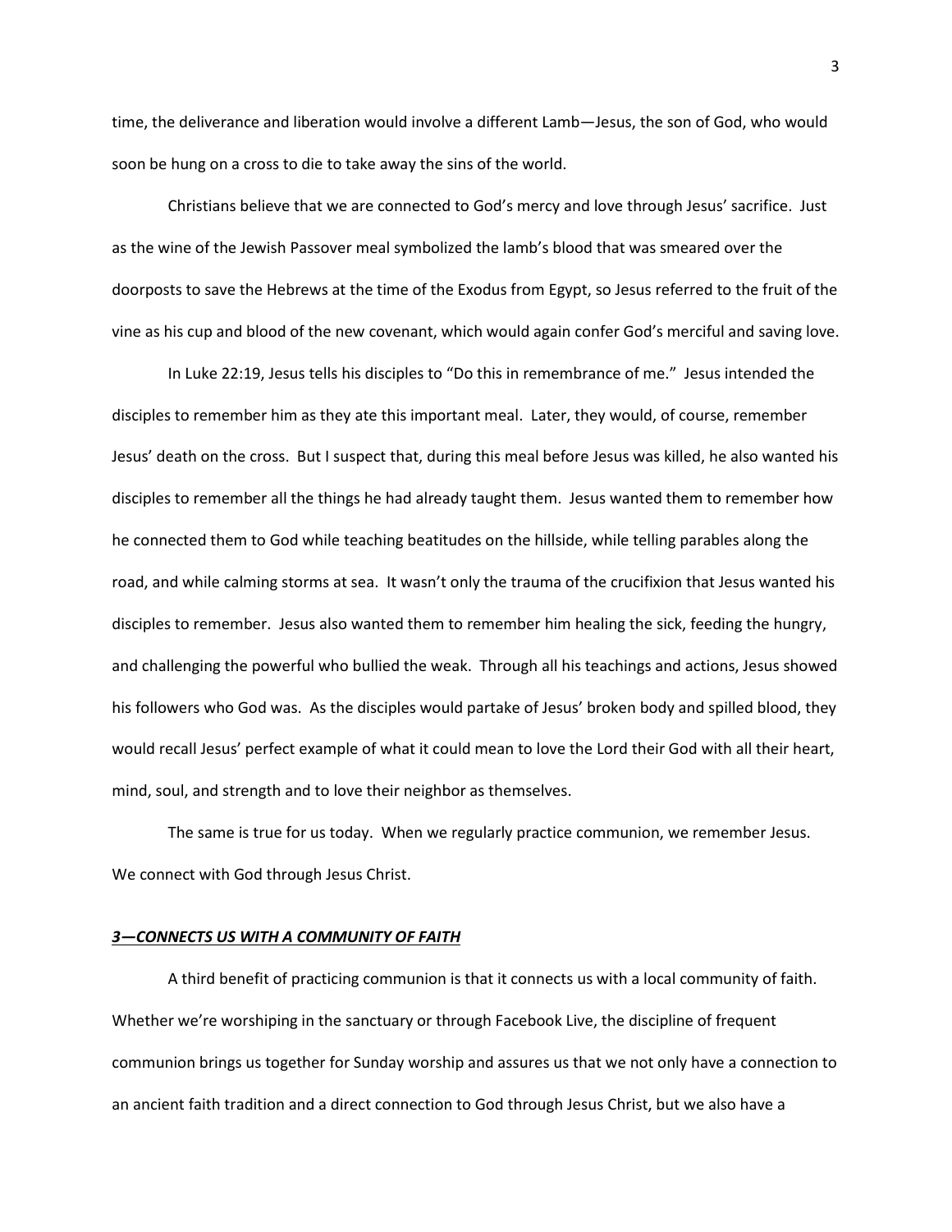time, the deliverance and liberation would involve a different Lamb—Jesus, the son of God, who would soon be hung on a cross to die to take away the sins of the world.

Christians believe that we are connected to God's mercy and love through Jesus' sacrifice. Just as the wine of the Jewish Passover meal symbolized the lamb's blood that was smeared over the doorposts to save the Hebrews at the time of the Exodus from Egypt, so Jesus referred to the fruit of the vine as his cup and blood of the new covenant, which would again confer God's merciful and saving love.

In Luke 22:19, Jesus tells his disciples to "Do this in remembrance of me." Jesus intended the disciples to remember him as they ate this important meal. Later, they would, of course, remember Jesus' death on the cross. But I suspect that, during this meal before Jesus was killed, he also wanted his disciples to remember all the things he had already taught them. Jesus wanted them to remember how he connected them to God while teaching beatitudes on the hillside, while telling parables along the road, and while calming storms at sea. It wasn't only the trauma of the crucifixion that Jesus wanted his disciples to remember. Jesus also wanted them to remember him healing the sick, feeding the hungry, and challenging the powerful who bullied the weak. Through all his teachings and actions, Jesus showed his followers who God was. As the disciples would partake of Jesus' broken body and spilled blood, they would recall Jesus' perfect example of what it could mean to love the Lord their God with all their heart, mind, soul, and strength and to love their neighbor as themselves.

The same is true for us today. When we regularly practice communion, we remember Jesus. We connect with God through Jesus Christ.

## ***<u>3—CONNECTS US WITH A COMMUNITY OF FAITH</u>***

A third benefit of practicing communion is that it connects us with a local community of faith. Whether we're worshiping in the sanctuary or through Facebook Live, the discipline of frequent communion brings us together for Sunday worship and assures us that we not only have a connection to an ancient faith tradition and a direct connection to God through Jesus Christ, but we also have a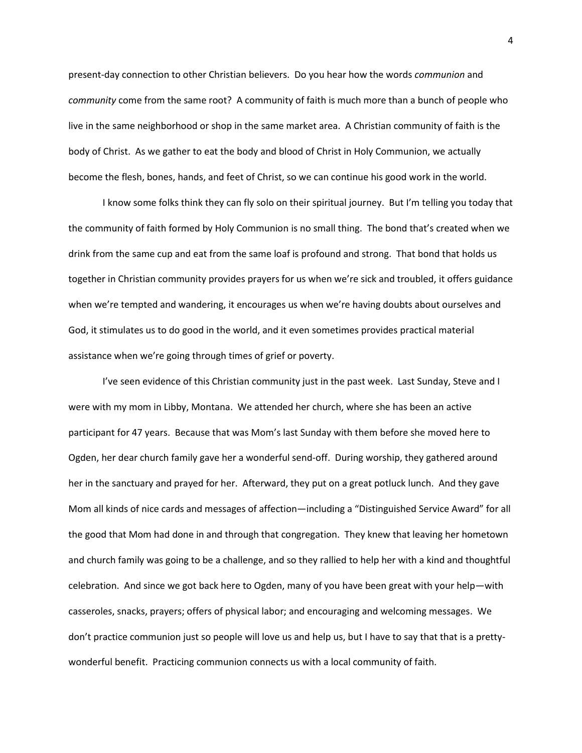present-day connection to other Christian believers. Do you hear how the words *communion* and *community* come from the same root? A community of faith is much more than a bunch of people who live in the same neighborhood or shop in the same market area. A Christian community of faith is the body of Christ. As we gather to eat the body and blood of Christ in Holy Communion, we actually become the flesh, bones, hands, and feet of Christ, so we can continue his good work in the world.

I know some folks think they can fly solo on their spiritual journey. But I'm telling you today that the community of faith formed by Holy Communion is no small thing. The bond that's created when we drink from the same cup and eat from the same loaf is profound and strong. That bond that holds us together in Christian community provides prayers for us when we're sick and troubled, it offers guidance when we're tempted and wandering, it encourages us when we're having doubts about ourselves and God, it stimulates us to do good in the world, and it even sometimes provides practical material assistance when we're going through times of grief or poverty.

I've seen evidence of this Christian community just in the past week. Last Sunday, Steve and I were with my mom in Libby, Montana. We attended her church, where she has been an active participant for 47 years. Because that was Mom's last Sunday with them before she moved here to Ogden, her dear church family gave her a wonderful send-off. During worship, they gathered around her in the sanctuary and prayed for her. Afterward, they put on a great potluck lunch. And they gave Mom all kinds of nice cards and messages of affection—including a "Distinguished Service Award" for all the good that Mom had done in and through that congregation. They knew that leaving her hometown and church family was going to be a challenge, and so they rallied to help her with a kind and thoughtful celebration. And since we got back here to Ogden, many of you have been great with your help—with casseroles, snacks, prayers; offers of physical labor; and encouraging and welcoming messages. We don't practice communion just so people will love us and help us, but I have to say that that is a pretty-wonderful benefit. Practicing communion connects us with a local community of faith.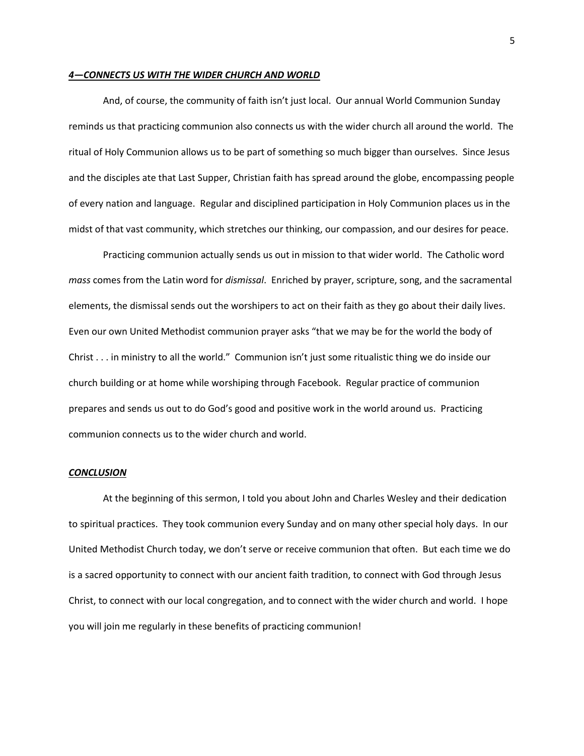### ***4—CONNECTS US WITH THE WIDER CHURCH AND WORLD***

And, of course, the community of faith isn't just local. Our annual World Communion Sunday reminds us that practicing communion also connects us with the wider church all around the world. The ritual of Holy Communion allows us to be part of something so much bigger than ourselves. Since Jesus and the disciples ate that Last Supper, Christian faith has spread around the globe, encompassing people of every nation and language. Regular and disciplined participation in Holy Communion places us in the midst of that vast community, which stretches our thinking, our compassion, and our desires for peace.

Practicing communion actually sends us out in mission to that wider world. The Catholic word *mass* comes from the Latin word for *dismissal*. Enriched by prayer, scripture, song, and the sacramental elements, the dismissal sends out the worshipers to act on their faith as they go about their daily lives. Even our own United Methodist communion prayer asks "that we may be for the world the body of Christ . . . in ministry to all the world." Communion isn't just some ritualistic thing we do inside our church building or at home while worshiping through Facebook. Regular practice of communion prepares and sends us out to do God's good and positive work in the world around us. Practicing communion connects us to the wider church and world.

### ***CONCLUSION***

At the beginning of this sermon, I told you about John and Charles Wesley and their dedication to spiritual practices. They took communion every Sunday and on many other special holy days. In our United Methodist Church today, we don't serve or receive communion that often. But each time we do is a sacred opportunity to connect with our ancient faith tradition, to connect with God through Jesus Christ, to connect with our local congregation, and to connect with the wider church and world. I hope you will join me regularly in these benefits of practicing communion!